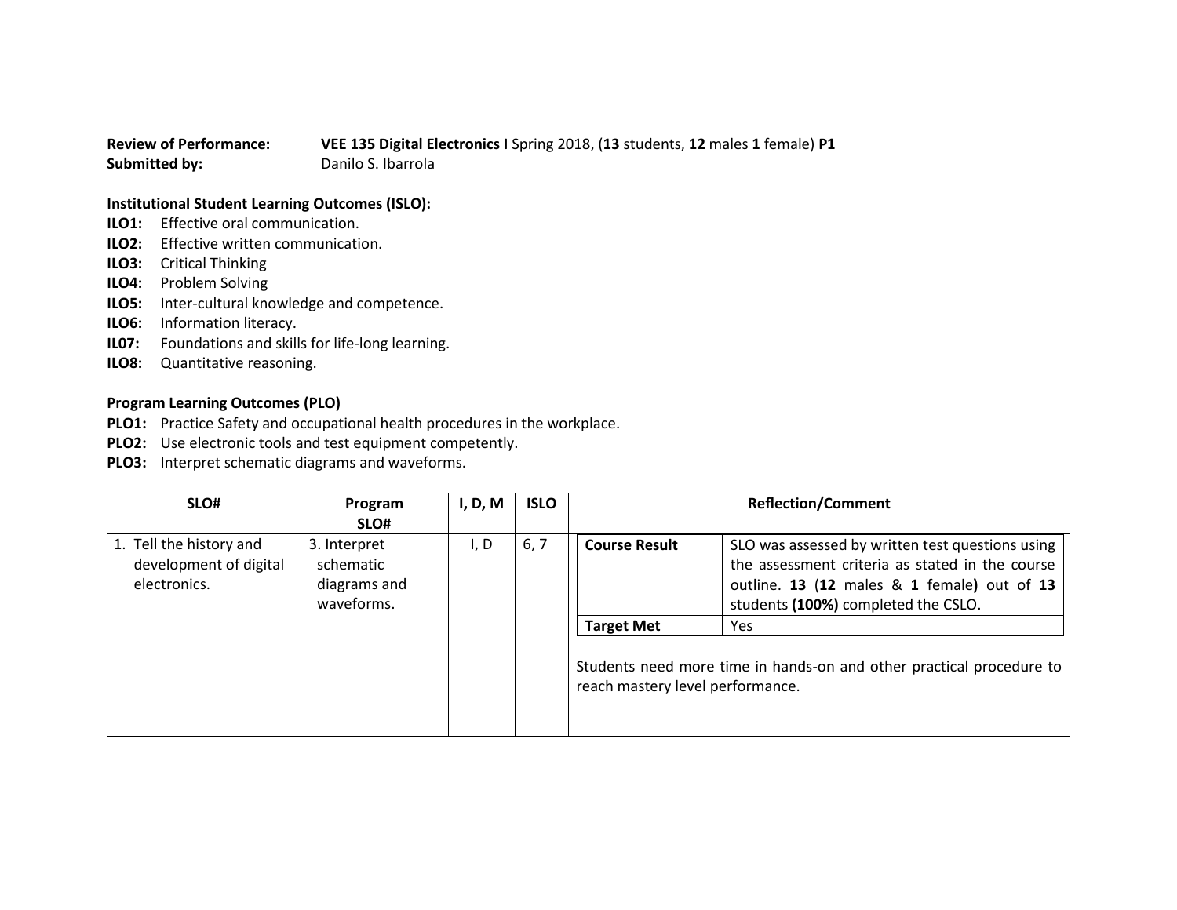**Review of Performance:** **VEE 135 Digital Electronics I** Spring 2018, (**13** students, **12** males **1** female) **P1**
**Submitted by:** Danilo S. Ibarrola

**Institutional Student Learning Outcomes (ISLO):**

**ILO1:** Effective oral communication.
**ILO2:** Effective written communication.
**ILO3:** Critical Thinking
**ILO4:** Problem Solving
**ILO5:** Inter-cultural knowledge and competence.
**ILO6:** Information literacy.
**IL07:** Foundations and skills for life-long learning.
**ILO8:** Quantitative reasoning.

**Program Learning Outcomes (PLO)**

**PLO1:** Practice Safety and occupational health procedures in the workplace.
**PLO2:** Use electronic tools and test equipment competently.
**PLO3:** Interpret schematic diagrams and waveforms.

| SLO# | Program SLO# | I, D, M | ISLO | Reflection/Comment | |
|---|---|---|---|---|---|
| 1. Tell the history and development of digital electronics. | 3. Interpret schematic diagrams and waveforms. | I, D | 6, 7 | **Course Result** | SLO was assessed by written test questions using the assessment criteria as stated in the course outline. **13** (**12** males & **1** female**)** out of **13** students **(100%)** completed the CSLO. |
| | | | | **Target Met** | Yes |
| | | | | Students need more time in hands-on and other practical procedure to reach mastery level performance. | |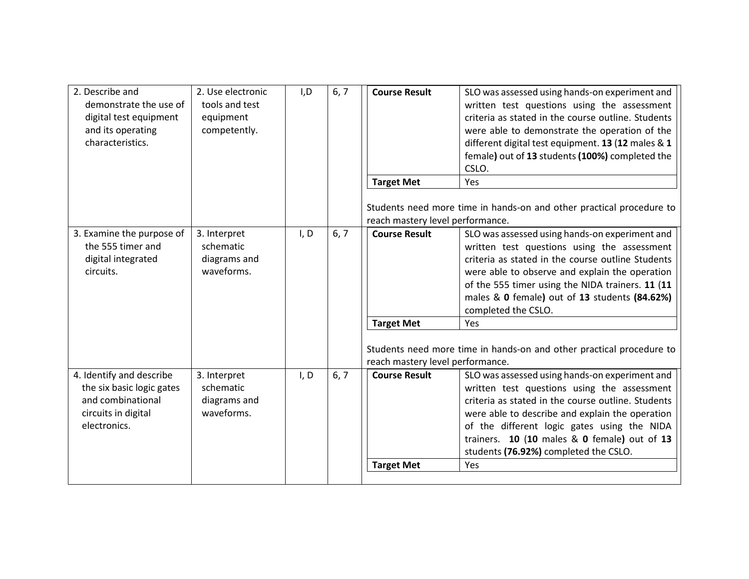| | | | | | |
|---|---|---|---|---|---|
| 2. Describe and demonstrate the use of digital test equipment and its operating characteristics. | 2. Use electronic tools and test equipment competently. | I,D | 6, 7 | **Course Result** | SLO was assessed using hands-on experiment and written test questions using the assessment criteria as stated in the course outline. Students were able to demonstrate the operation of the different digital test equipment. **13** (**12** males & **1** female**)** out of **13** students **(100%)** completed the CSLO. |
| | | | | **Target Met** | Yes |
| | | | | Students need more time in hands-on and other practical procedure to reach mastery level performance. | |
| 3. Examine the purpose of the 555 timer and digital integrated circuits. | 3. Interpret schematic diagrams and waveforms. | I, D | 6, 7 | **Course Result** | SLO was assessed using hands-on experiment and written test questions using the assessment criteria as stated in the course outline Students were able to observe and explain the operation of the 555 timer using the NIDA trainers. **11** (**11** males & **0** female**)** out of **13** students **(84.62%)** completed the CSLO. |
| | | | | **Target Met** | Yes |
| | | | | Students need more time in hands-on and other practical procedure to reach mastery level performance. | |
| 4. Identify and describe the six basic logic gates and combinational circuits in digital electronics. | 3. Interpret schematic diagrams and waveforms. | I, D | 6, 7 | **Course Result** | SLO was assessed using hands-on experiment and written test questions using the assessment criteria as stated in the course outline. Students were able to describe and explain the operation of the different logic gates using the NIDA trainers. **10** (**10** males & **0** female**)** out of **13** students **(76.92%)** completed the CSLO. |
| | | | | **Target Met** | Yes |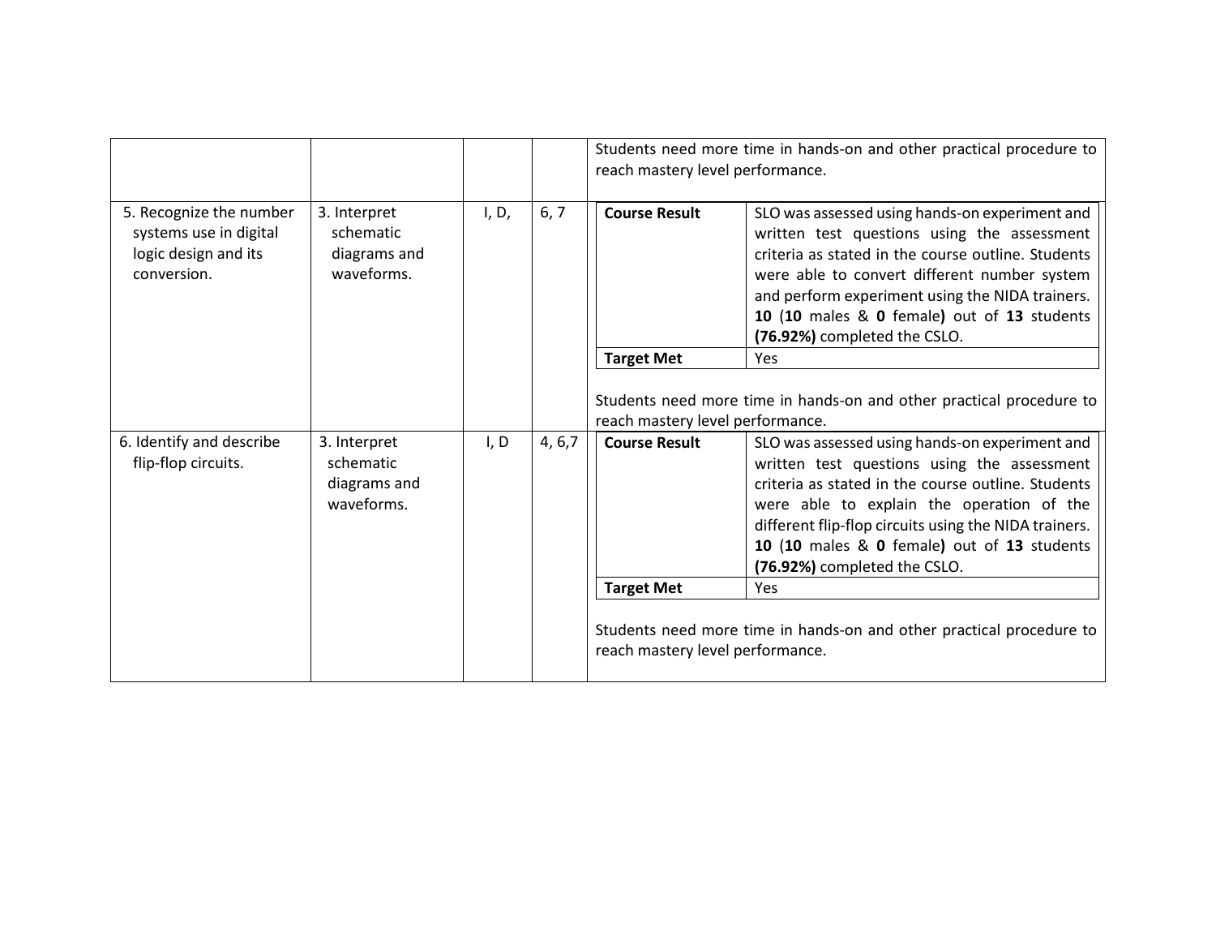| | | | | |
|---|---|---|---|---|
| | | | | Students need more time in hands-on and other practical procedure to reach mastery level performance. |
| 5. Recognize the number systems use in digital logic design and its conversion. | 3. Interpret schematic diagrams and waveforms. | I, D, | 6, 7 | **Course Result**: SLO was assessed using hands-on experiment and written test questions using the assessment criteria as stated in the course outline. Students were able to convert different number system and perform experiment using the NIDA trainers. **10** (**10** males & **0** female**)** out of **13** students **(76.92%)** completed the CSLO.<br>**Target Met**: Yes<br><br>Students need more time in hands-on and other practical procedure to reach mastery level performance. |
| 6. Identify and describe flip-flop circuits. | 3. Interpret schematic diagrams and waveforms. | I, D | 4, 6,7 | **Course Result**: SLO was assessed using hands-on experiment and written test questions using the assessment criteria as stated in the course outline. Students were able to explain the operation of the different flip-flop circuits using the NIDA trainers. **10** (**10** males & **0** female**)** out of **13** students **(76.92%)** completed the CSLO.<br>**Target Met**: Yes<br><br>Students need more time in hands-on and other practical procedure to reach mastery level performance. |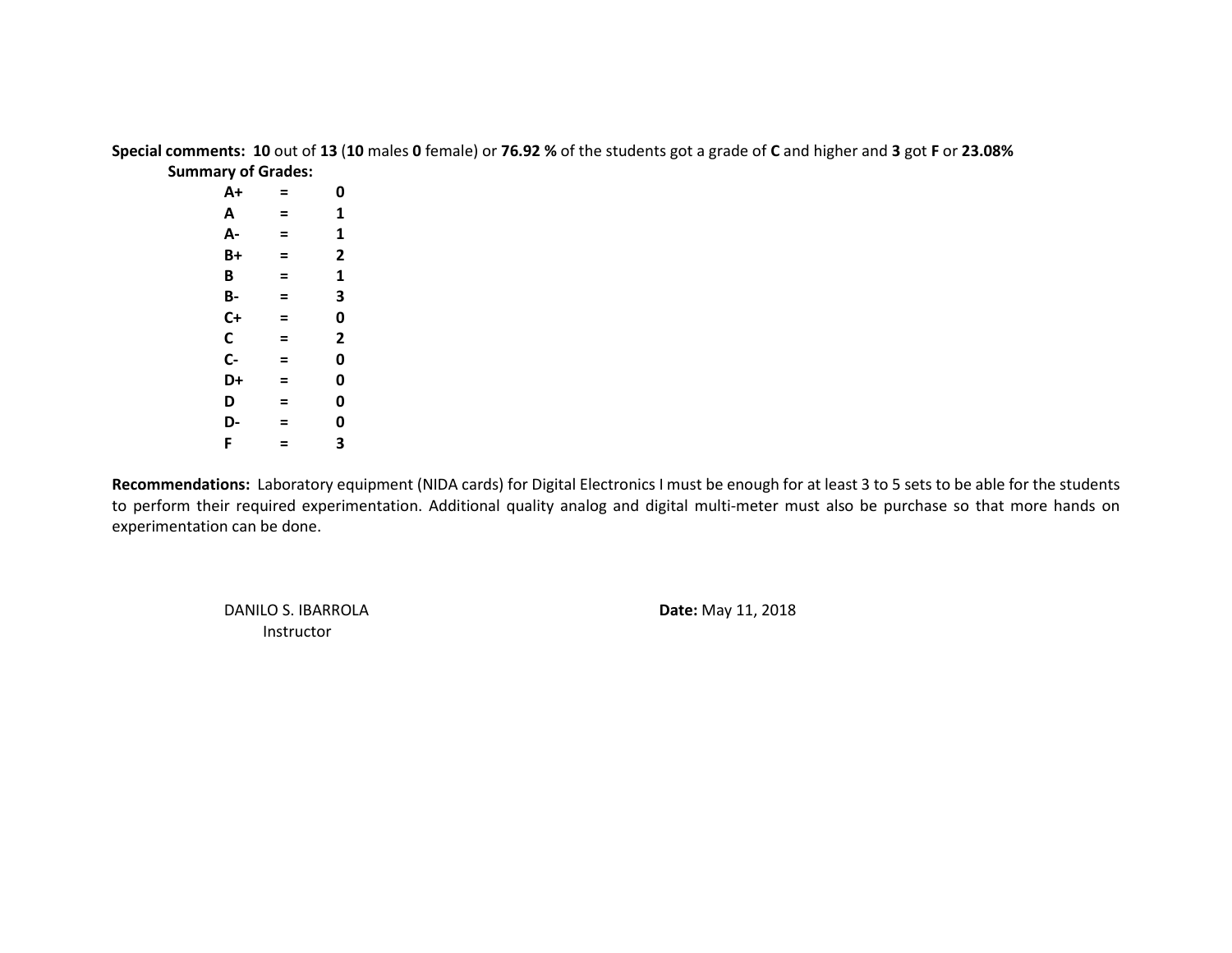**Special comments:** **10** out of **13** (**10** males **0** female) or **76.92 %** of the students got a grade of **C** and higher and **3** got **F** or **23.08%**

**Summary of Grades:**

| | | |
|---|---|---|
| **A+** | **=** | **0** |
| **A** | **=** | **1** |
| **A-** | **=** | **1** |
| **B+** | **=** | **2** |
| **B** | **=** | **1** |
| **B-** | **=** | **3** |
| **C+** | **=** | **0** |
| **C** | **=** | **2** |
| **C-** | **=** | **0** |
| **D+** | **=** | **0** |
| **D** | **=** | **0** |
| **D-** | **=** | **0** |
| **F** | **=** | **3** |

**Recommendations:** Laboratory equipment (NIDA cards) for Digital Electronics I must be enough for at least 3 to 5 sets to be able for the students to perform their required experimentation. Additional quality analog and digital multi-meter must also be purchase so that more hands on experimentation can be done.

DANILO S. IBARROLA
Instructor

**Date:** May 11, 2018